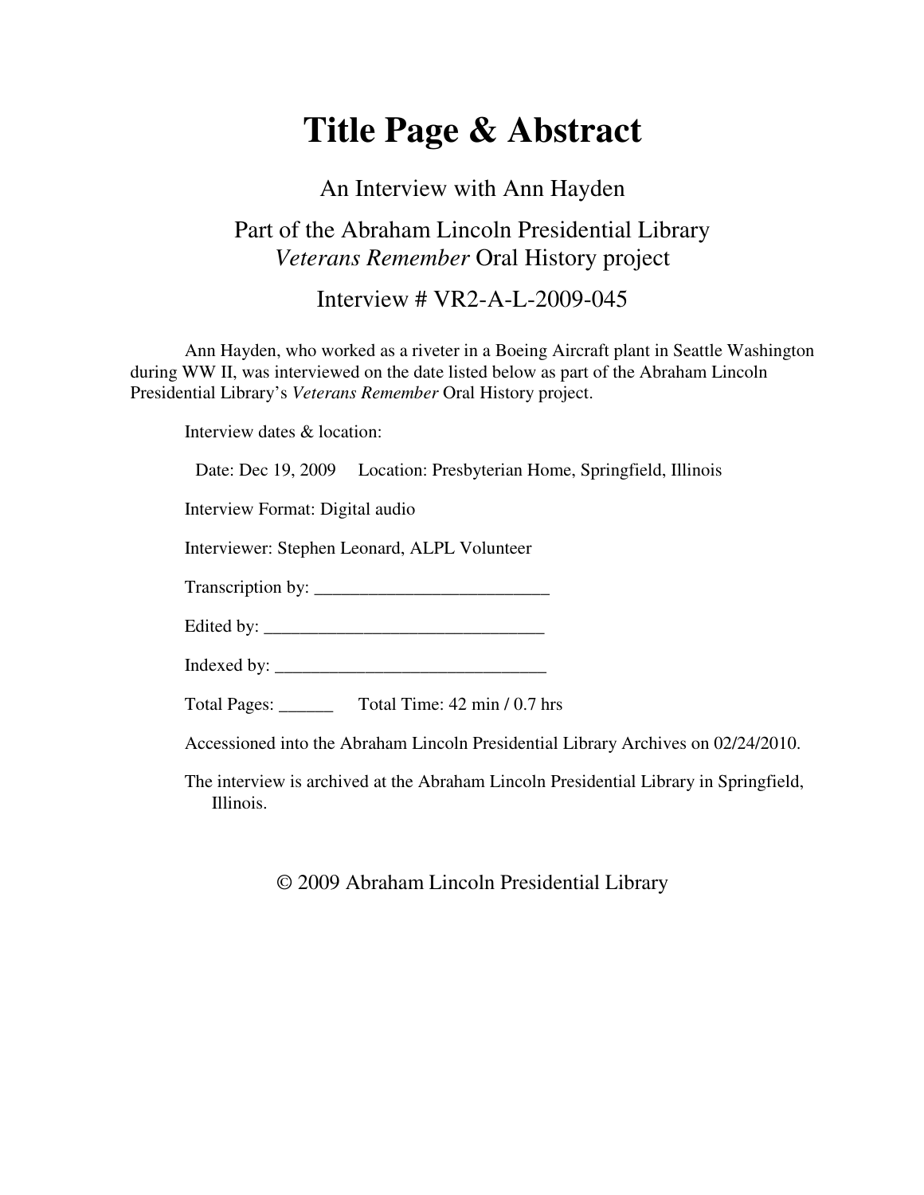# Title Page & Abstract

An Interview with Ann Hayden

Part of the Abraham Lincoln Presidential Library
*Veterans Remember* Oral History project

Interview # VR2-A-L-2009-045

Ann Hayden, who worked as a riveter in a Boeing Aircraft plant in Seattle Washington during WW II, was interviewed on the date listed below as part of the Abraham Lincoln Presidential Library's *Veterans Remember* Oral History project.

Interview dates & location:

Date: Dec 19, 2009 Location: Presbyterian Home, Springfield, Illinois

Interview Format: Digital audio

Interviewer: Stephen Leonard, ALPL Volunteer

Transcription by: __________________________

Edited by: _______________________________

Indexed by: ______________________________

Total Pages: ______ Total Time: 42 min / 0.7 hrs

Accessioned into the Abraham Lincoln Presidential Library Archives on 02/24/2010.

The interview is archived at the Abraham Lincoln Presidential Library in Springfield, Illinois.

© 2009 Abraham Lincoln Presidential Library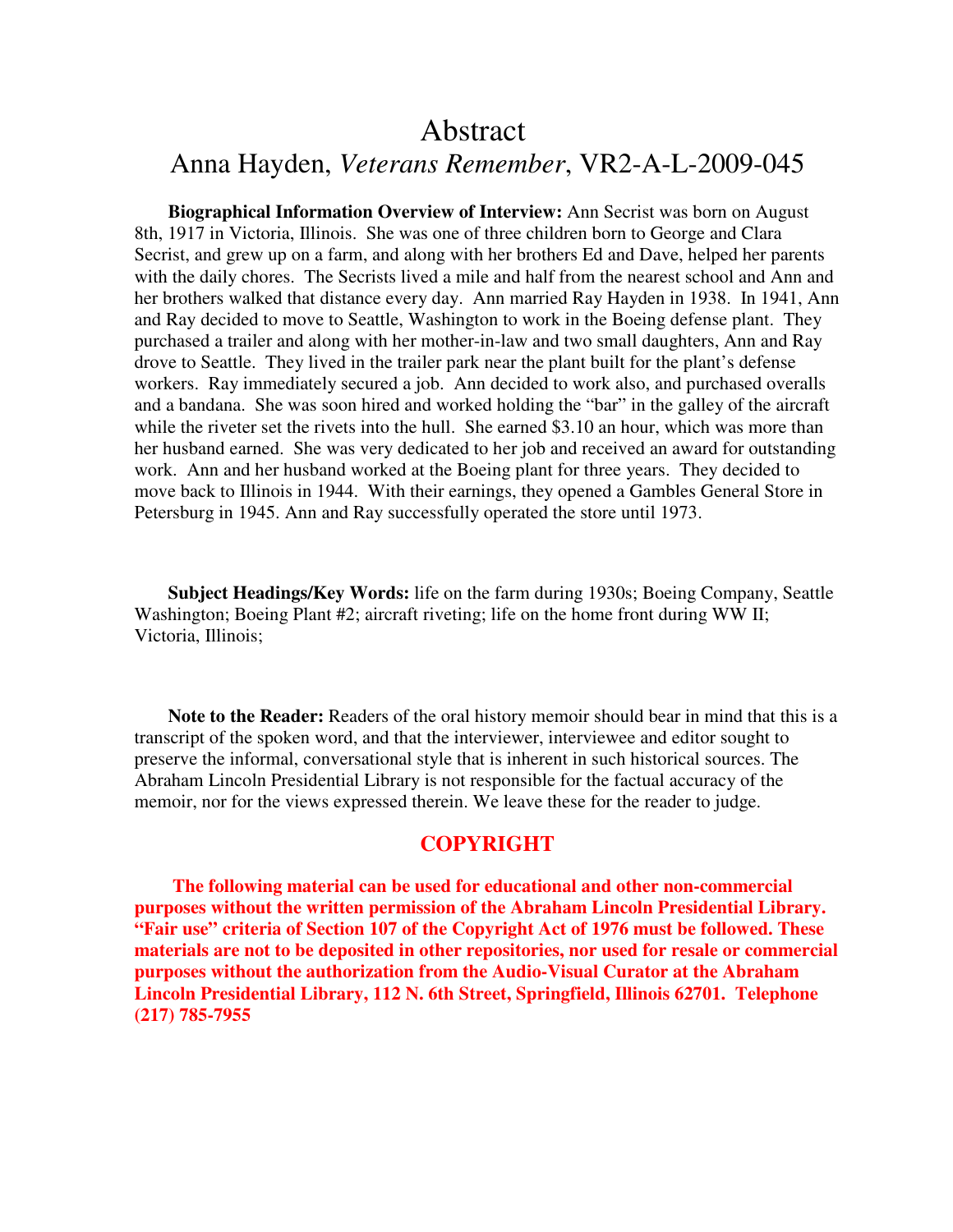# Abstract

## Anna Hayden, *Veterans Remember*, VR2-A-L-2009-045

**Biographical Information Overview of Interview:** Ann Secrist was born on August 8th, 1917 in Victoria, Illinois. She was one of three children born to George and Clara Secrist, and grew up on a farm, and along with her brothers Ed and Dave, helped her parents with the daily chores. The Secrists lived a mile and half from the nearest school and Ann and her brothers walked that distance every day. Ann married Ray Hayden in 1938. In 1941, Ann and Ray decided to move to Seattle, Washington to work in the Boeing defense plant. They purchased a trailer and along with her mother-in-law and two small daughters, Ann and Ray drove to Seattle. They lived in the trailer park near the plant built for the plant's defense workers. Ray immediately secured a job. Ann decided to work also, and purchased overalls and a bandana. She was soon hired and worked holding the "bar" in the galley of the aircraft while the riveter set the rivets into the hull. She earned $3.10 an hour, which was more than her husband earned. She was very dedicated to her job and received an award for outstanding work. Ann and her husband worked at the Boeing plant for three years. They decided to move back to Illinois in 1944. With their earnings, they opened a Gambles General Store in Petersburg in 1945. Ann and Ray successfully operated the store until 1973.

**Subject Headings/Key Words:** life on the farm during 1930s; Boeing Company, Seattle Washington; Boeing Plant #2; aircraft riveting; life on the home front during WW II; Victoria, Illinois;

**Note to the Reader:** Readers of the oral history memoir should bear in mind that this is a transcript of the spoken word, and that the interviewer, interviewee and editor sought to preserve the informal, conversational style that is inherent in such historical sources. The Abraham Lincoln Presidential Library is not responsible for the factual accuracy of the memoir, nor for the views expressed therein. We leave these for the reader to judge.

### COPYRIGHT

**The following material can be used for educational and other non-commercial purposes without the written permission of the Abraham Lincoln Presidential Library. "Fair use" criteria of Section 107 of the Copyright Act of 1976 must be followed. These materials are not to be deposited in other repositories, nor used for resale or commercial purposes without the authorization from the Audio-Visual Curator at the Abraham Lincoln Presidential Library, 112 N. 6th Street, Springfield, Illinois 62701. Telephone (217) 785-7955**